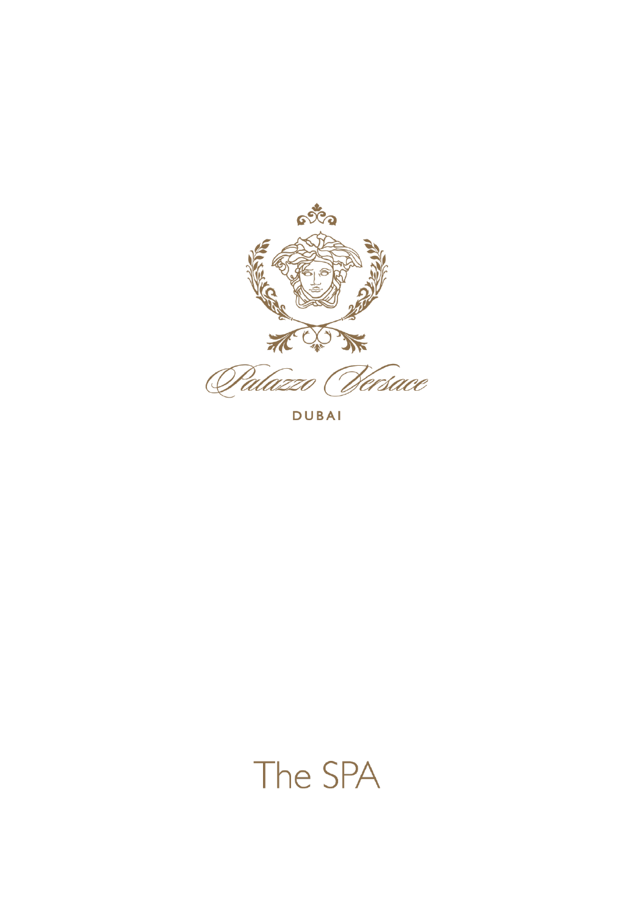Palazzo Versace

DUBAI

# The SPA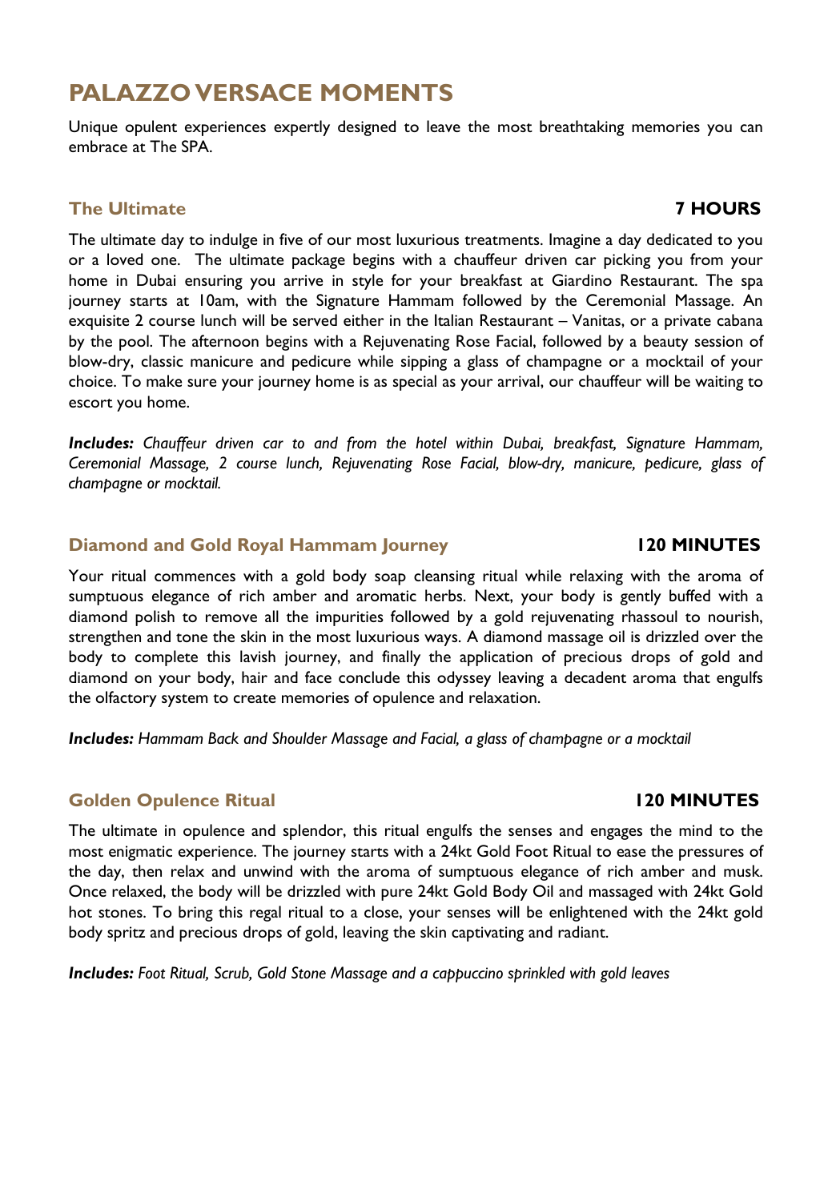# PALAZZO VERSACE MOMENTS

Unique opulent experiences expertly designed to leave the most breathtaking memories you can embrace at The SPA.

## The Ultimate — 7 HOURS

The ultimate day to indulge in five of our most luxurious treatments. Imagine a day dedicated to you or a loved one. The ultimate package begins with a chauffeur driven car picking you from your home in Dubai ensuring you arrive in style for your breakfast at Giardino Restaurant. The spa journey starts at 10am, with the Signature Hammam followed by the Ceremonial Massage. An exquisite 2 course lunch will be served either in the Italian Restaurant – Vanitas, or a private cabana by the pool. The afternoon begins with a Rejuvenating Rose Facial, followed by a beauty session of blow-dry, classic manicure and pedicure while sipping a glass of champagne or a mocktail of your choice. To make sure your journey home is as special as your arrival, our chauffeur will be waiting to escort you home.

***Includes:*** *Chauffeur driven car to and from the hotel within Dubai, breakfast, Signature Hammam, Ceremonial Massage, 2 course lunch, Rejuvenating Rose Facial, blow-dry, manicure, pedicure, glass of champagne or mocktail.*

## Diamond and Gold Royal Hammam Journey — 120 MINUTES

Your ritual commences with a gold body soap cleansing ritual while relaxing with the aroma of sumptuous elegance of rich amber and aromatic herbs. Next, your body is gently buffed with a diamond polish to remove all the impurities followed by a gold rejuvenating rhassoul to nourish, strengthen and tone the skin in the most luxurious ways. A diamond massage oil is drizzled over the body to complete this lavish journey, and finally the application of precious drops of gold and diamond on your body, hair and face conclude this odyssey leaving a decadent aroma that engulfs the olfactory system to create memories of opulence and relaxation.

***Includes:*** *Hammam Back and Shoulder Massage and Facial, a glass of champagne or a mocktail*

## Golden Opulence Ritual — 120 MINUTES

The ultimate in opulence and splendor, this ritual engulfs the senses and engages the mind to the most enigmatic experience. The journey starts with a 24kt Gold Foot Ritual to ease the pressures of the day, then relax and unwind with the aroma of sumptuous elegance of rich amber and musk. Once relaxed, the body will be drizzled with pure 24kt Gold Body Oil and massaged with 24kt Gold hot stones. To bring this regal ritual to a close, your senses will be enlightened with the 24kt gold body spritz and precious drops of gold, leaving the skin captivating and radiant.

***Includes:*** *Foot Ritual, Scrub, Gold Stone Massage and a cappuccino sprinkled with gold leaves*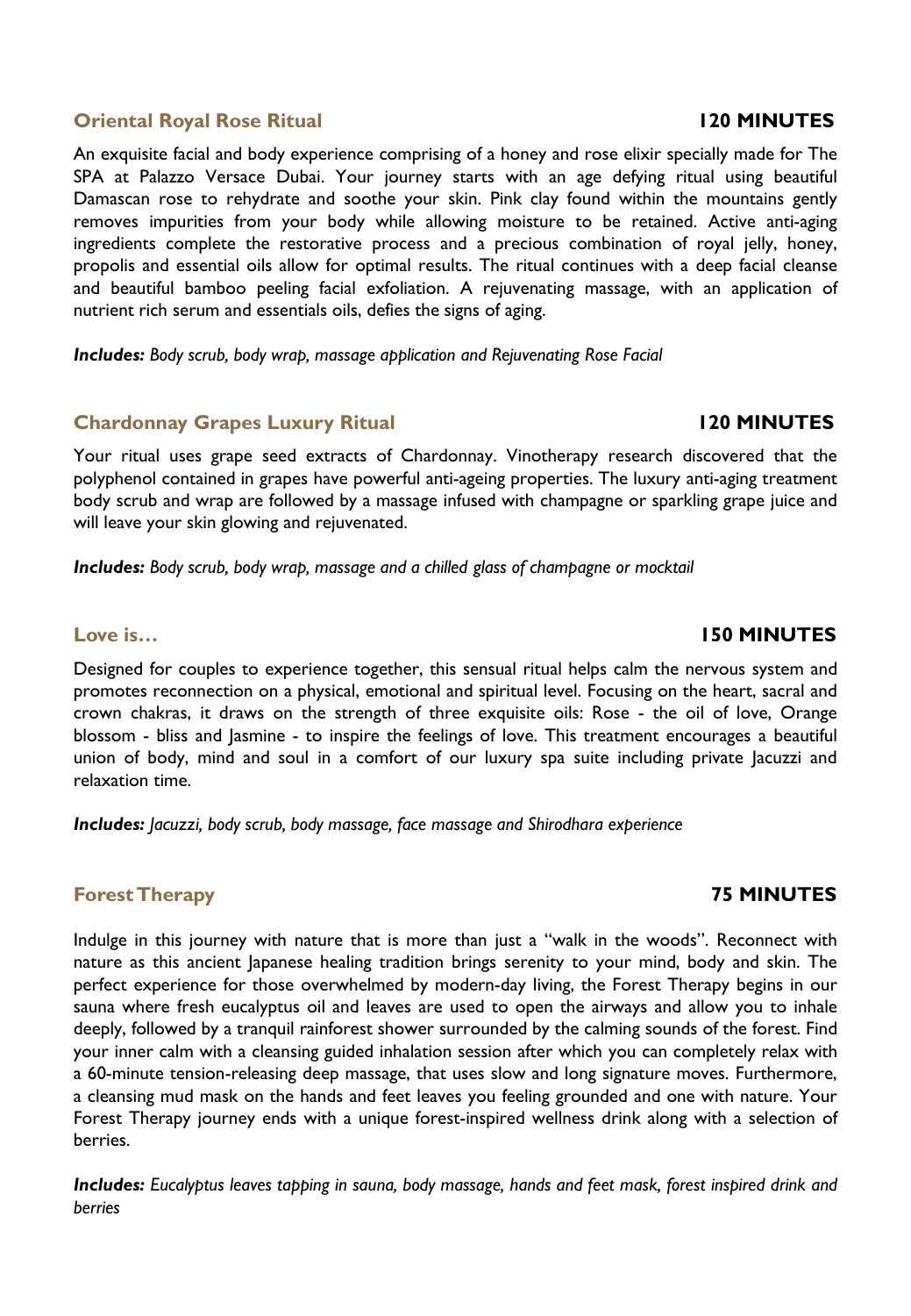## Oriental Royal Rose Ritual — 120 MINUTES

An exquisite facial and body experience comprising of a honey and rose elixir specially made for The SPA at Palazzo Versace Dubai. Your journey starts with an age defying ritual using beautiful Damascan rose to rehydrate and soothe your skin. Pink clay found within the mountains gently removes impurities from your body while allowing moisture to be retained. Active anti-aging ingredients complete the restorative process and a precious combination of royal jelly, honey, propolis and essential oils allow for optimal results. The ritual continues with a deep facial cleanse and beautiful bamboo peeling facial exfoliation. A rejuvenating massage, with an application of nutrient rich serum and essentials oils, defies the signs of aging.

***Includes:*** *Body scrub, body wrap, massage application and Rejuvenating Rose Facial*

## Chardonnay Grapes Luxury Ritual — 120 MINUTES

Your ritual uses grape seed extracts of Chardonnay. Vinotherapy research discovered that the polyphenol contained in grapes have powerful anti-ageing properties. The luxury anti-aging treatment body scrub and wrap are followed by a massage infused with champagne or sparkling grape juice and will leave your skin glowing and rejuvenated.

***Includes:*** *Body scrub, body wrap, massage and a chilled glass of champagne or mocktail*

## Love is… — 150 MINUTES

Designed for couples to experience together, this sensual ritual helps calm the nervous system and promotes reconnection on a physical, emotional and spiritual level. Focusing on the heart, sacral and crown chakras, it draws on the strength of three exquisite oils: Rose - the oil of love, Orange blossom - bliss and Jasmine - to inspire the feelings of love. This treatment encourages a beautiful union of body, mind and soul in a comfort of our luxury spa suite including private Jacuzzi and relaxation time.

***Includes:*** *Jacuzzi, body scrub, body massage, face massage and Shirodhara experience*

## Forest Therapy — 75 MINUTES

Indulge in this journey with nature that is more than just a "walk in the woods". Reconnect with nature as this ancient Japanese healing tradition brings serenity to your mind, body and skin. The perfect experience for those overwhelmed by modern-day living, the Forest Therapy begins in our sauna where fresh eucalyptus oil and leaves are used to open the airways and allow you to inhale deeply, followed by a tranquil rainforest shower surrounded by the calming sounds of the forest. Find your inner calm with a cleansing guided inhalation session after which you can completely relax with a 60-minute tension-releasing deep massage, that uses slow and long signature moves. Furthermore, a cleansing mud mask on the hands and feet leaves you feeling grounded and one with nature. Your Forest Therapy journey ends with a unique forest-inspired wellness drink along with a selection of berries.

***Includes:*** *Eucalyptus leaves tapping in sauna, body massage, hands and feet mask, forest inspired drink and berries*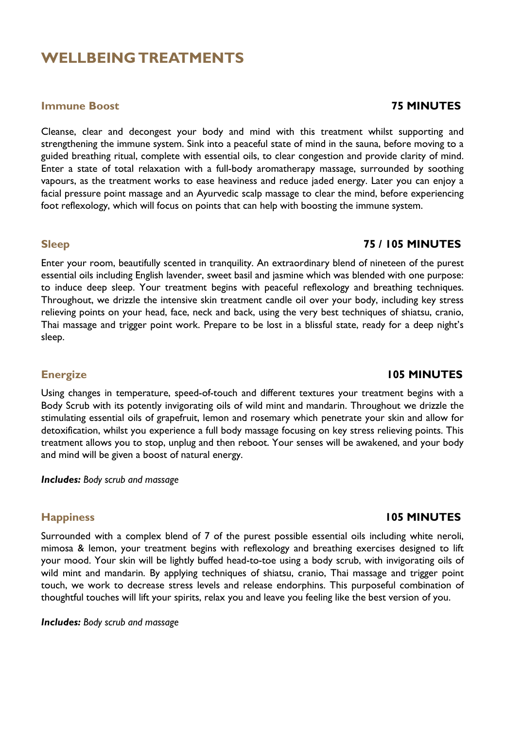# WELLBEING TREATMENTS

### Immune Boost — 75 MINUTES

Cleanse, clear and decongest your body and mind with this treatment whilst supporting and strengthening the immune system. Sink into a peaceful state of mind in the sauna, before moving to a guided breathing ritual, complete with essential oils, to clear congestion and provide clarity of mind. Enter a state of total relaxation with a full-body aromatherapy massage, surrounded by soothing vapours, as the treatment works to ease heaviness and reduce jaded energy. Later you can enjoy a facial pressure point massage and an Ayurvedic scalp massage to clear the mind, before experiencing foot reflexology, which will focus on points that can help with boosting the immune system.

### Sleep — 75 / 105 MINUTES

Enter your room, beautifully scented in tranquility. An extraordinary blend of nineteen of the purest essential oils including English lavender, sweet basil and jasmine which was blended with one purpose: to induce deep sleep. Your treatment begins with peaceful reflexology and breathing techniques. Throughout, we drizzle the intensive skin treatment candle oil over your body, including key stress relieving points on your head, face, neck and back, using the very best techniques of shiatsu, cranio, Thai massage and trigger point work. Prepare to be lost in a blissful state, ready for a deep night's sleep.

### Energize — 105 MINUTES

Using changes in temperature, speed-of-touch and different textures your treatment begins with a Body Scrub with its potently invigorating oils of wild mint and mandarin. Throughout we drizzle the stimulating essential oils of grapefruit, lemon and rosemary which penetrate your skin and allow for detoxification, whilst you experience a full body massage focusing on key stress relieving points. This treatment allows you to stop, unplug and then reboot. Your senses will be awakened, and your body and mind will be given a boost of natural energy.

***Includes:*** *Body scrub and massage*

### Happiness — 105 MINUTES

Surrounded with a complex blend of 7 of the purest possible essential oils including white neroli, mimosa & lemon, your treatment begins with reflexology and breathing exercises designed to lift your mood. Your skin will be lightly buffed head-to-toe using a body scrub, with invigorating oils of wild mint and mandarin. By applying techniques of shiatsu, cranio, Thai massage and trigger point touch, we work to decrease stress levels and release endorphins. This purposeful combination of thoughtful touches will lift your spirits, relax you and leave you feeling like the best version of you.

***Includes:*** *Body scrub and massage*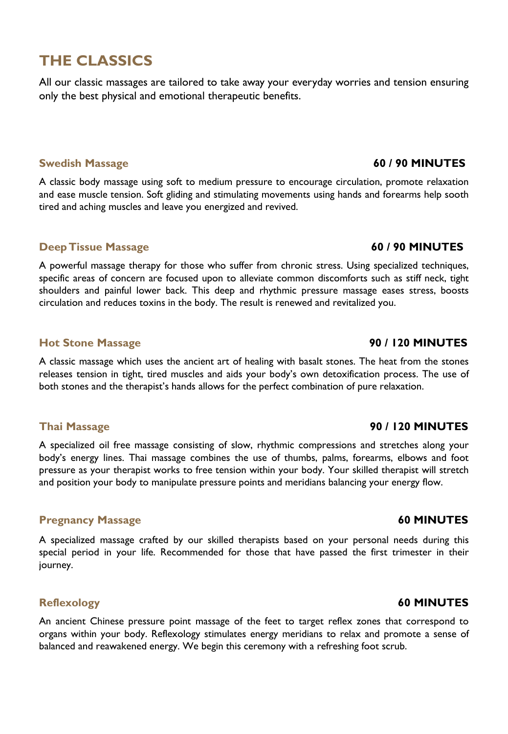# THE CLASSICS

All our classic massages are tailored to take away your everyday worries and tension ensuring only the best physical and emotional therapeutic benefits.

### Swedish Massage — 60 / 90 MINUTES

A classic body massage using soft to medium pressure to encourage circulation, promote relaxation and ease muscle tension. Soft gliding and stimulating movements using hands and forearms help sooth tired and aching muscles and leave you energized and revived.

### Deep Tissue Massage — 60 / 90 MINUTES

A powerful massage therapy for those who suffer from chronic stress. Using specialized techniques, specific areas of concern are focused upon to alleviate common discomforts such as stiff neck, tight shoulders and painful lower back. This deep and rhythmic pressure massage eases stress, boosts circulation and reduces toxins in the body. The result is renewed and revitalized you.

### Hot Stone Massage — 90 / 120 MINUTES

A classic massage which uses the ancient art of healing with basalt stones. The heat from the stones releases tension in tight, tired muscles and aids your body's own detoxification process. The use of both stones and the therapist's hands allows for the perfect combination of pure relaxation.

### Thai Massage — 90 / 120 MINUTES

A specialized oil free massage consisting of slow, rhythmic compressions and stretches along your body's energy lines. Thai massage combines the use of thumbs, palms, forearms, elbows and foot pressure as your therapist works to free tension within your body. Your skilled therapist will stretch and position your body to manipulate pressure points and meridians balancing your energy flow.

### Pregnancy Massage — 60 MINUTES

A specialized massage crafted by our skilled therapists based on your personal needs during this special period in your life. Recommended for those that have passed the first trimester in their journey.

### Reflexology — 60 MINUTES

An ancient Chinese pressure point massage of the feet to target reflex zones that correspond to organs within your body. Reflexology stimulates energy meridians to relax and promote a sense of balanced and reawakened energy. We begin this ceremony with a refreshing foot scrub.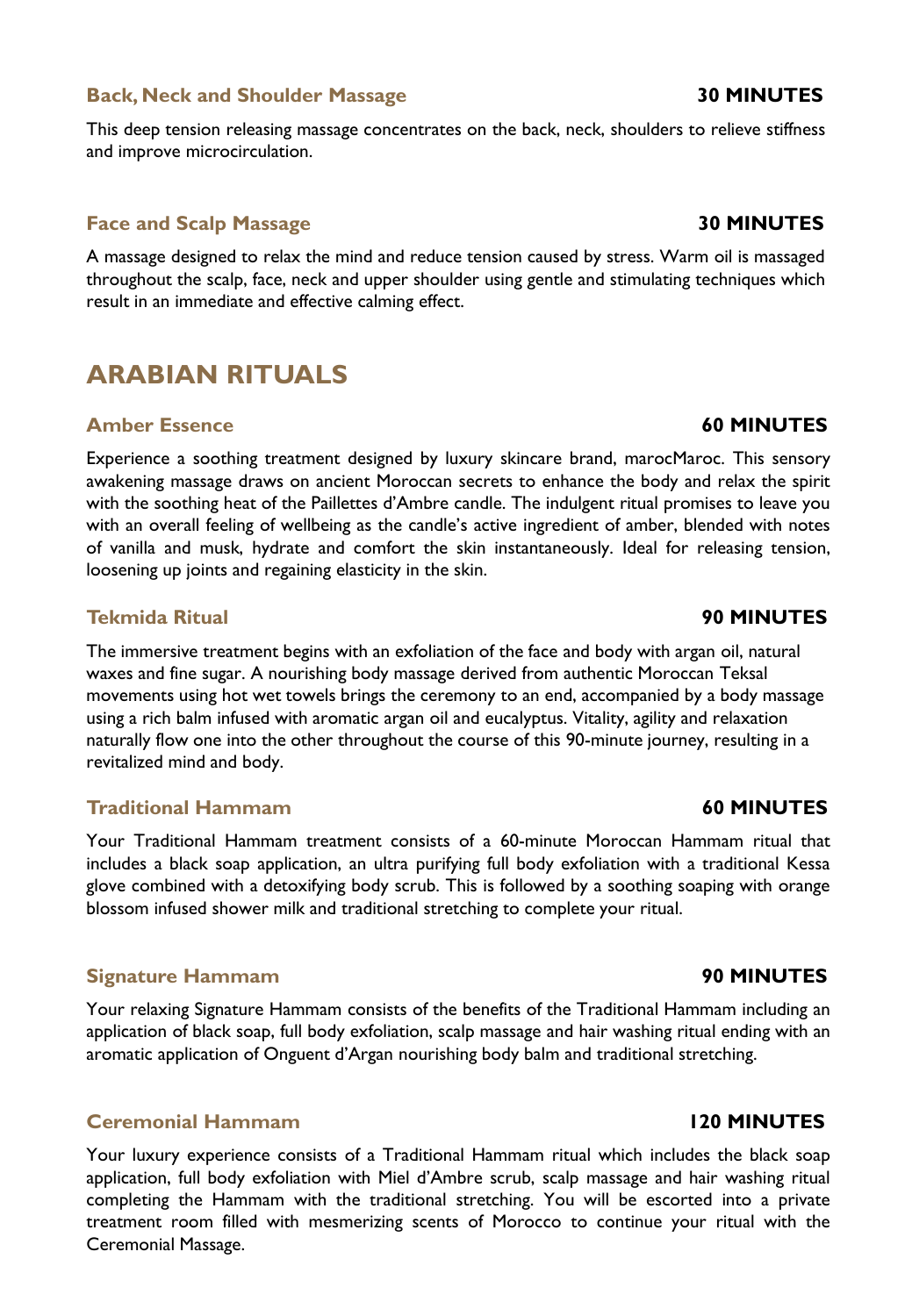### Back, Neck and Shoulder Massage **30 MINUTES**

This deep tension releasing massage concentrates on the back, neck, shoulders to relieve stiffness and improve microcirculation.

### Face and Scalp Massage **30 MINUTES**

A massage designed to relax the mind and reduce tension caused by stress. Warm oil is massaged throughout the scalp, face, neck and upper shoulder using gentle and stimulating techniques which result in an immediate and effective calming effect.

## ARABIAN RITUALS

### Amber Essence **60 MINUTES**

Experience a soothing treatment designed by luxury skincare brand, marocMaroc. This sensory awakening massage draws on ancient Moroccan secrets to enhance the body and relax the spirit with the soothing heat of the Paillettes d'Ambre candle. The indulgent ritual promises to leave you with an overall feeling of wellbeing as the candle's active ingredient of amber, blended with notes of vanilla and musk, hydrate and comfort the skin instantaneously. Ideal for releasing tension, loosening up joints and regaining elasticity in the skin.

### Tekmida Ritual **90 MINUTES**

The immersive treatment begins with an exfoliation of the face and body with argan oil, natural waxes and fine sugar. A nourishing body massage derived from authentic Moroccan Teksal movements using hot wet towels brings the ceremony to an end, accompanied by a body massage using a rich balm infused with aromatic argan oil and eucalyptus. Vitality, agility and relaxation naturally flow one into the other throughout the course of this 90-minute journey, resulting in a revitalized mind and body.

### Traditional Hammam **60 MINUTES**

Your Traditional Hammam treatment consists of a 60-minute Moroccan Hammam ritual that includes a black soap application, an ultra purifying full body exfoliation with a traditional Kessa glove combined with a detoxifying body scrub. This is followed by a soothing soaping with orange blossom infused shower milk and traditional stretching to complete your ritual.

### Signature Hammam **90 MINUTES**

Your relaxing Signature Hammam consists of the benefits of the Traditional Hammam including an application of black soap, full body exfoliation, scalp massage and hair washing ritual ending with an aromatic application of Onguent d'Argan nourishing body balm and traditional stretching.

### Ceremonial Hammam **120 MINUTES**

Your luxury experience consists of a Traditional Hammam ritual which includes the black soap application, full body exfoliation with Miel d'Ambre scrub, scalp massage and hair washing ritual completing the Hammam with the traditional stretching. You will be escorted into a private treatment room filled with mesmerizing scents of Morocco to continue your ritual with the Ceremonial Massage.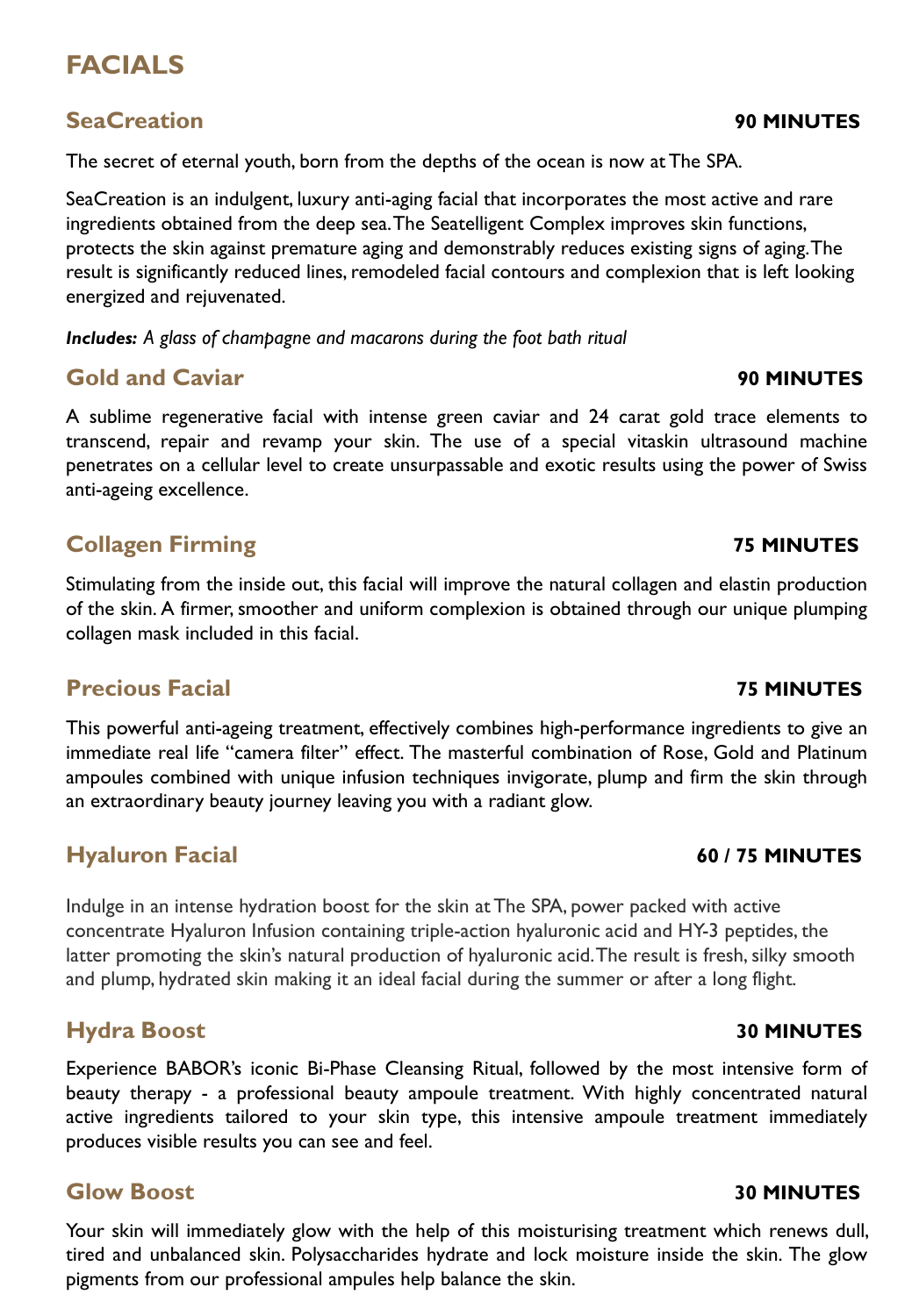# FACIALS

## SeaCreation — 90 MINUTES

The secret of eternal youth, born from the depths of the ocean is now at The SPA.

SeaCreation is an indulgent, luxury anti-aging facial that incorporates the most active and rare ingredients obtained from the deep sea. The Seatelligent Complex improves skin functions, protects the skin against premature aging and demonstrably reduces existing signs of aging. The result is significantly reduced lines, remodeled facial contours and complexion that is left looking energized and rejuvenated.

***Includes:*** *A glass of champagne and macarons during the foot bath ritual*

## Gold and Caviar — 90 MINUTES

A sublime regenerative facial with intense green caviar and 24 carat gold trace elements to transcend, repair and revamp your skin. The use of a special vitaskin ultrasound machine penetrates on a cellular level to create unsurpassable and exotic results using the power of Swiss anti-ageing excellence.

## Collagen Firming — 75 MINUTES

Stimulating from the inside out, this facial will improve the natural collagen and elastin production of the skin. A firmer, smoother and uniform complexion is obtained through our unique plumping collagen mask included in this facial.

## Precious Facial — 75 MINUTES

This powerful anti-ageing treatment, effectively combines high-performance ingredients to give an immediate real life "camera filter" effect. The masterful combination of Rose, Gold and Platinum ampoules combined with unique infusion techniques invigorate, plump and firm the skin through an extraordinary beauty journey leaving you with a radiant glow.

## Hyaluron Facial — 60 / 75 MINUTES

Indulge in an intense hydration boost for the skin at The SPA, power packed with active concentrate Hyaluron Infusion containing triple-action hyaluronic acid and HY-3 peptides, the latter promoting the skin's natural production of hyaluronic acid. The result is fresh, silky smooth and plump, hydrated skin making it an ideal facial during the summer or after a long flight.

## Hydra Boost — 30 MINUTES

Experience BABOR's iconic Bi-Phase Cleansing Ritual, followed by the most intensive form of beauty therapy - a professional beauty ampoule treatment. With highly concentrated natural active ingredients tailored to your skin type, this intensive ampoule treatment immediately produces visible results you can see and feel.

## Glow Boost — 30 MINUTES

Your skin will immediately glow with the help of this moisturising treatment which renews dull, tired and unbalanced skin. Polysaccharides hydrate and lock moisture inside the skin. The glow pigments from our professional ampules help balance the skin.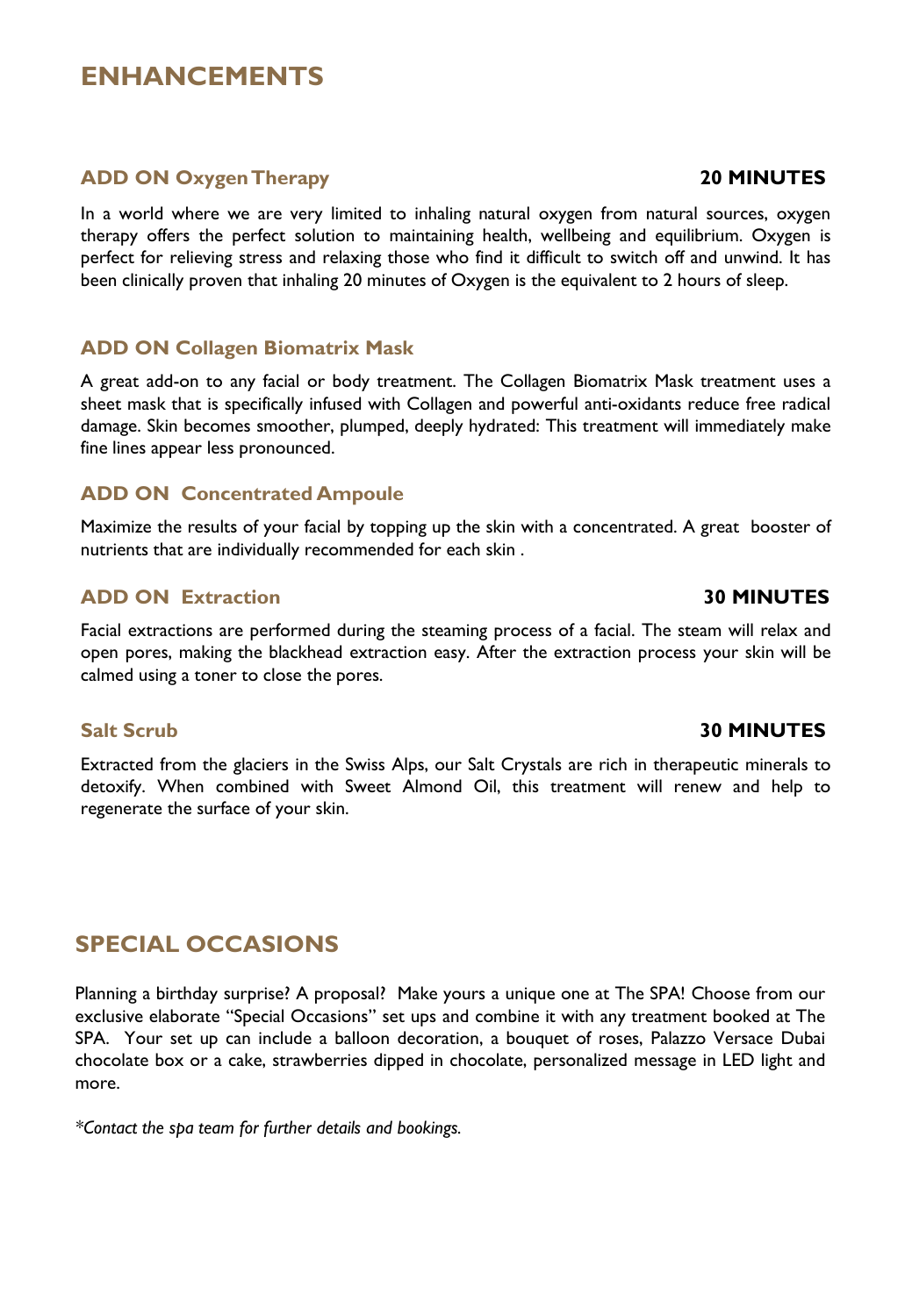# ENHANCEMENTS

### ADD ON Oxygen Therapy — 20 MINUTES

In a world where we are very limited to inhaling natural oxygen from natural sources, oxygen therapy offers the perfect solution to maintaining health, wellbeing and equilibrium. Oxygen is perfect for relieving stress and relaxing those who find it difficult to switch off and unwind. It has been clinically proven that inhaling 20 minutes of Oxygen is the equivalent to 2 hours of sleep.

### ADD ON Collagen Biomatrix Mask

A great add-on to any facial or body treatment. The Collagen Biomatrix Mask treatment uses a sheet mask that is specifically infused with Collagen and powerful anti-oxidants reduce free radical damage. Skin becomes smoother, plumped, deeply hydrated: This treatment will immediately make fine lines appear less pronounced.

### ADD ON Concentrated Ampoule

Maximize the results of your facial by topping up the skin with a concentrated. A great booster of nutrients that are individually recommended for each skin .

### ADD ON Extraction — 30 MINUTES

Facial extractions are performed during the steaming process of a facial. The steam will relax and open pores, making the blackhead extraction easy. After the extraction process your skin will be calmed using a toner to close the pores.

### Salt Scrub — 30 MINUTES

Extracted from the glaciers in the Swiss Alps, our Salt Crystals are rich in therapeutic minerals to detoxify. When combined with Sweet Almond Oil, this treatment will renew and help to regenerate the surface of your skin.

# SPECIAL OCCASIONS

Planning a birthday surprise? A proposal? Make yours a unique one at The SPA! Choose from our exclusive elaborate "Special Occasions" set ups and combine it with any treatment booked at The SPA. Your set up can include a balloon decoration, a bouquet of roses, Palazzo Versace Dubai chocolate box or a cake, strawberries dipped in chocolate, personalized message in LED light and more.

*\*Contact the spa team for further details and bookings.*